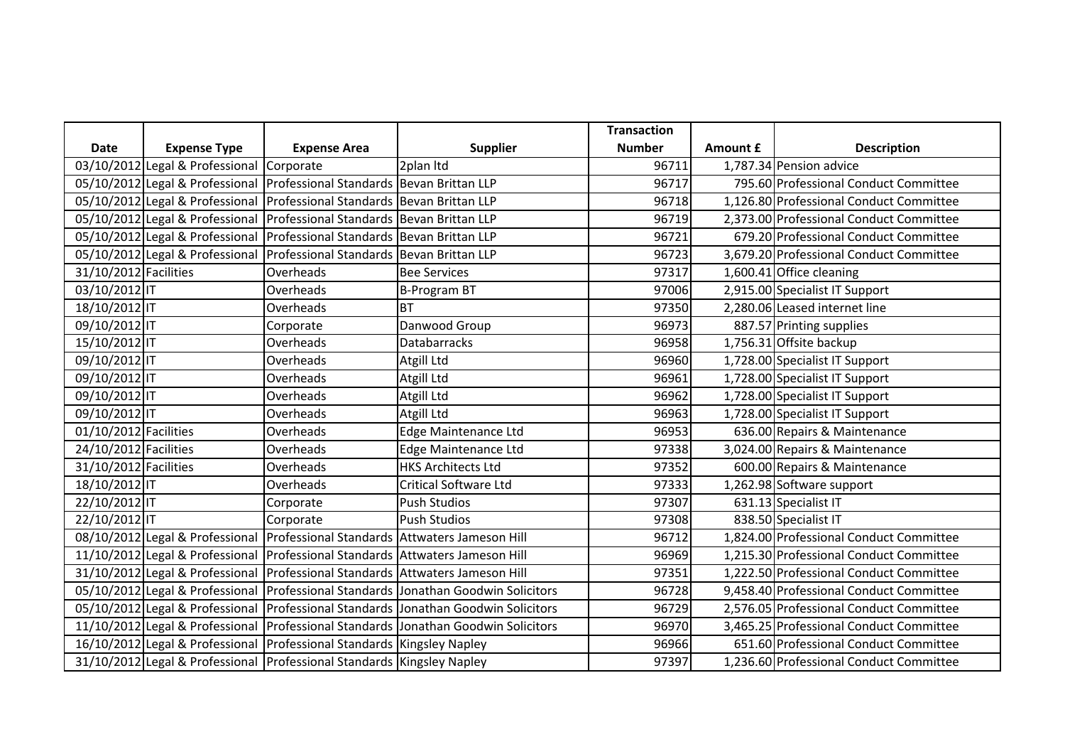| Date | Expense Type | Expense Area | Supplier | Transaction Number | Amount £ | Description |
|---|---|---|---|---|---|---|
| 03/10/2012 | Legal & Professional | Corporate | 2plan ltd | 96711 | 1,787.34 | Pension advice |
| 05/10/2012 | Legal & Professional | Professional Standards | Bevan Brittan LLP | 96717 | 795.60 | Professional Conduct Committee |
| 05/10/2012 | Legal & Professional | Professional Standards | Bevan Brittan LLP | 96718 | 1,126.80 | Professional Conduct Committee |
| 05/10/2012 | Legal & Professional | Professional Standards | Bevan Brittan LLP | 96719 | 2,373.00 | Professional Conduct Committee |
| 05/10/2012 | Legal & Professional | Professional Standards | Bevan Brittan LLP | 96721 | 679.20 | Professional Conduct Committee |
| 05/10/2012 | Legal & Professional | Professional Standards | Bevan Brittan LLP | 96723 | 3,679.20 | Professional Conduct Committee |
| 31/10/2012 | Facilities | Overheads | Bee Services | 97317 | 1,600.41 | Office cleaning |
| 03/10/2012 | IT | Overheads | B-Program BT | 97006 | 2,915.00 | Specialist IT Support |
| 18/10/2012 | IT | Overheads | BT | 97350 | 2,280.06 | Leased internet line |
| 09/10/2012 | IT | Corporate | Danwood Group | 96973 | 887.57 | Printing supplies |
| 15/10/2012 | IT | Overheads | Databarracks | 96958 | 1,756.31 | Offsite backup |
| 09/10/2012 | IT | Overheads | Atgill Ltd | 96960 | 1,728.00 | Specialist IT Support |
| 09/10/2012 | IT | Overheads | Atgill Ltd | 96961 | 1,728.00 | Specialist IT Support |
| 09/10/2012 | IT | Overheads | Atgill Ltd | 96962 | 1,728.00 | Specialist IT Support |
| 09/10/2012 | IT | Overheads | Atgill Ltd | 96963 | 1,728.00 | Specialist IT Support |
| 01/10/2012 | Facilities | Overheads | Edge Maintenance Ltd | 96953 | 636.00 | Repairs & Maintenance |
| 24/10/2012 | Facilities | Overheads | Edge Maintenance Ltd | 97338 | 3,024.00 | Repairs & Maintenance |
| 31/10/2012 | Facilities | Overheads | HKS Architects Ltd | 97352 | 600.00 | Repairs & Maintenance |
| 18/10/2012 | IT | Overheads | Critical Software Ltd | 97333 | 1,262.98 | Software support |
| 22/10/2012 | IT | Corporate | Push Studios | 97307 | 631.13 | Specialist IT |
| 22/10/2012 | IT | Corporate | Push Studios | 97308 | 838.50 | Specialist IT |
| 08/10/2012 | Legal & Professional | Professional Standards | Attwaters Jameson Hill | 96712 | 1,824.00 | Professional Conduct Committee |
| 11/10/2012 | Legal & Professional | Professional Standards | Attwaters Jameson Hill | 96969 | 1,215.30 | Professional Conduct Committee |
| 31/10/2012 | Legal & Professional | Professional Standards | Attwaters Jameson Hill | 97351 | 1,222.50 | Professional Conduct Committee |
| 05/10/2012 | Legal & Professional | Professional Standards | Jonathan Goodwin Solicitors | 96728 | 9,458.40 | Professional Conduct Committee |
| 05/10/2012 | Legal & Professional | Professional Standards | Jonathan Goodwin Solicitors | 96729 | 2,576.05 | Professional Conduct Committee |
| 11/10/2012 | Legal & Professional | Professional Standards | Jonathan Goodwin Solicitors | 96970 | 3,465.25 | Professional Conduct Committee |
| 16/10/2012 | Legal & Professional | Professional Standards | Kingsley Napley | 96966 | 651.60 | Professional Conduct Committee |
| 31/10/2012 | Legal & Professional | Professional Standards | Kingsley Napley | 97397 | 1,236.60 | Professional Conduct Committee |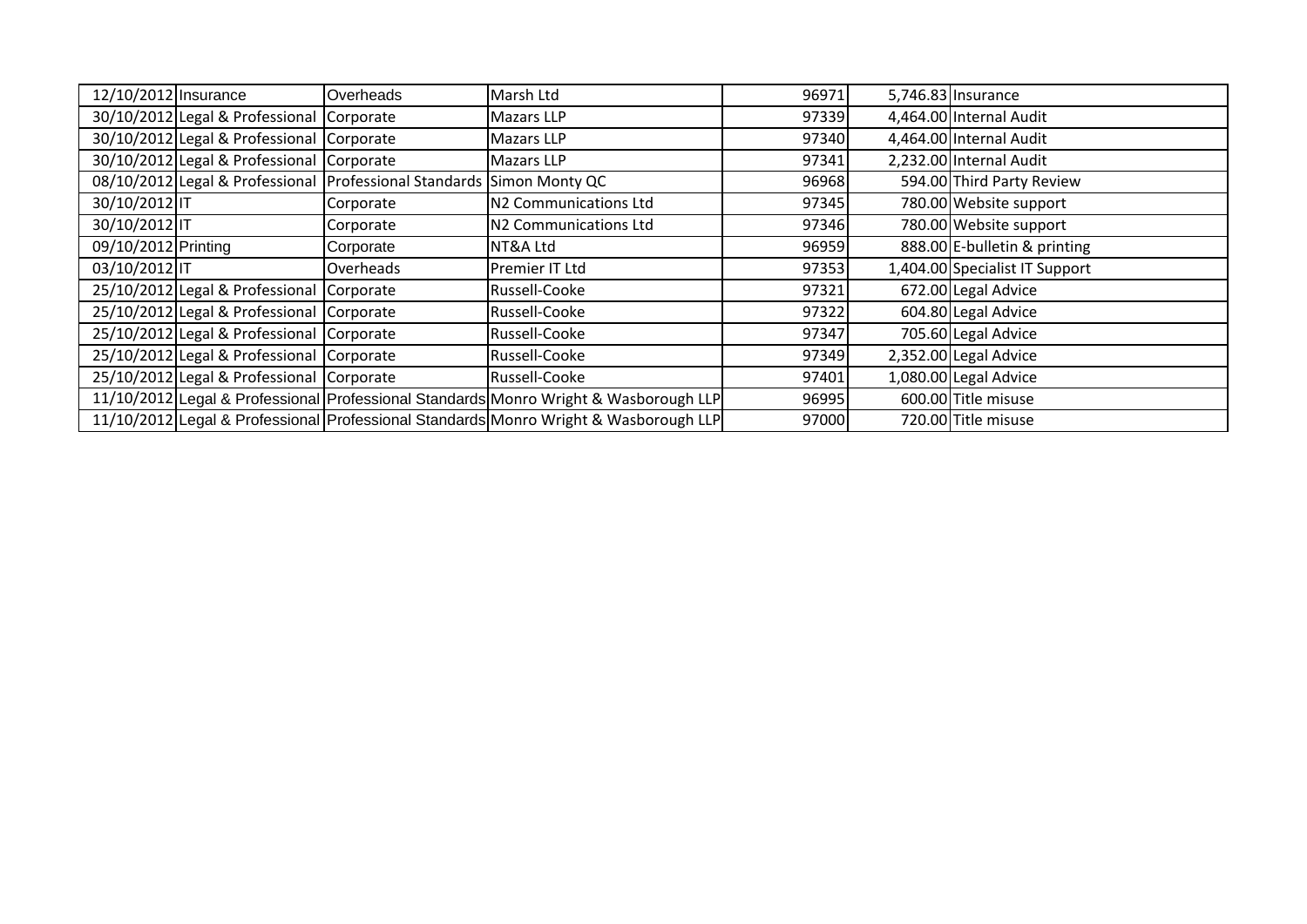| | | | | | | |
|---|---|---|---|---|---|---|
| 12/10/2012 | Insurance | Overheads | Marsh Ltd | 96971 | 5,746.83 | Insurance |
| 30/10/2012 | Legal & Professional | Corporate | Mazars LLP | 97339 | 4,464.00 | Internal Audit |
| 30/10/2012 | Legal & Professional | Corporate | Mazars LLP | 97340 | 4,464.00 | Internal Audit |
| 30/10/2012 | Legal & Professional | Corporate | Mazars LLP | 97341 | 2,232.00 | Internal Audit |
| 08/10/2012 | Legal & Professional | Professional Standards | Simon Monty QC | 96968 | 594.00 | Third Party Review |
| 30/10/2012 | IT | Corporate | N2 Communications Ltd | 97345 | 780.00 | Website support |
| 30/10/2012 | IT | Corporate | N2 Communications Ltd | 97346 | 780.00 | Website support |
| 09/10/2012 | Printing | Corporate | NT&A Ltd | 96959 | 888.00 | E-bulletin & printing |
| 03/10/2012 | IT | Overheads | Premier IT Ltd | 97353 | 1,404.00 | Specialist IT Support |
| 25/10/2012 | Legal & Professional | Corporate | Russell-Cooke | 97321 | 672.00 | Legal Advice |
| 25/10/2012 | Legal & Professional | Corporate | Russell-Cooke | 97322 | 604.80 | Legal Advice |
| 25/10/2012 | Legal & Professional | Corporate | Russell-Cooke | 97347 | 705.60 | Legal Advice |
| 25/10/2012 | Legal & Professional | Corporate | Russell-Cooke | 97349 | 2,352.00 | Legal Advice |
| 25/10/2012 | Legal & Professional | Corporate | Russell-Cooke | 97401 | 1,080.00 | Legal Advice |
| 11/10/2012 | Legal & Professional | Professional Standards | Monro Wright & Wasborough LLP | 96995 | 600.00 | Title misuse |
| 11/10/2012 | Legal & Professional | Professional Standards | Monro Wright & Wasborough LLP | 97000 | 720.00 | Title misuse |